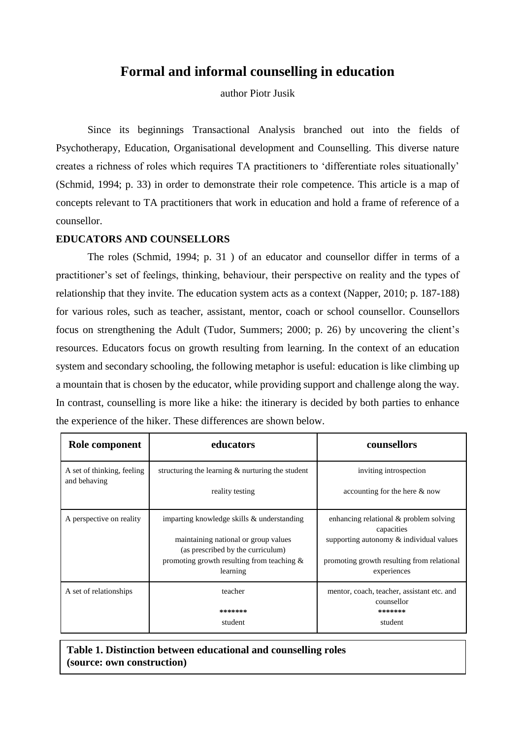# Formal and informal counselling in education

author Piotr Jusik

Since its beginnings Transactional Analysis branched out into the fields of Psychotherapy, Education, Organisational development and Counselling. This diverse nature creates a richness of roles which requires TA practitioners to 'differentiate roles situationally' (Schmid, 1994; p. 33) in order to demonstrate their role competence. This article is a map of concepts relevant to TA practitioners that work in education and hold a frame of reference of a counsellor.

## EDUCATORS AND COUNSELLORS

The roles (Schmid, 1994; p. 31 ) of an educator and counsellor differ in terms of a practitioner's set of feelings, thinking, behaviour, their perspective on reality and the types of relationship that they invite. The education system acts as a context (Napper, 2010; p. 187-188) for various roles, such as teacher, assistant, mentor, coach or school counsellor. Counsellors focus on strengthening the Adult (Tudor, Summers; 2000; p. 26) by uncovering the client's resources. Educators focus on growth resulting from learning. In the context of an education system and secondary schooling, the following metaphor is useful: education is like climbing up a mountain that is chosen by the educator, while providing support and challenge along the way. In contrast, counselling is more like a hike: the itinerary is decided by both parties to enhance the experience of the hiker. These differences are shown below.

| Role component | educators | counsellors |
|---|---|---|
| A set of thinking, feeling and behaving | structuring the learning & nurturing the student<br><br>reality testing | inviting introspection<br><br>accounting for the here & now |
| A perspective on reality | imparting knowledge skills & understanding<br><br>maintaining national or group values (as prescribed by the curriculum)<br>promoting growth resulting from teaching & learning | enhancing relational & problem solving capacities<br>supporting autonomy & individual values<br><br>promoting growth resulting from relational experiences |
| A set of relationships | teacher<br>*******<br>student | mentor, coach, teacher, assistant etc. and counsellor<br>*******<br>student |

**Table 1. Distinction between educational and counselling roles (source: own construction)**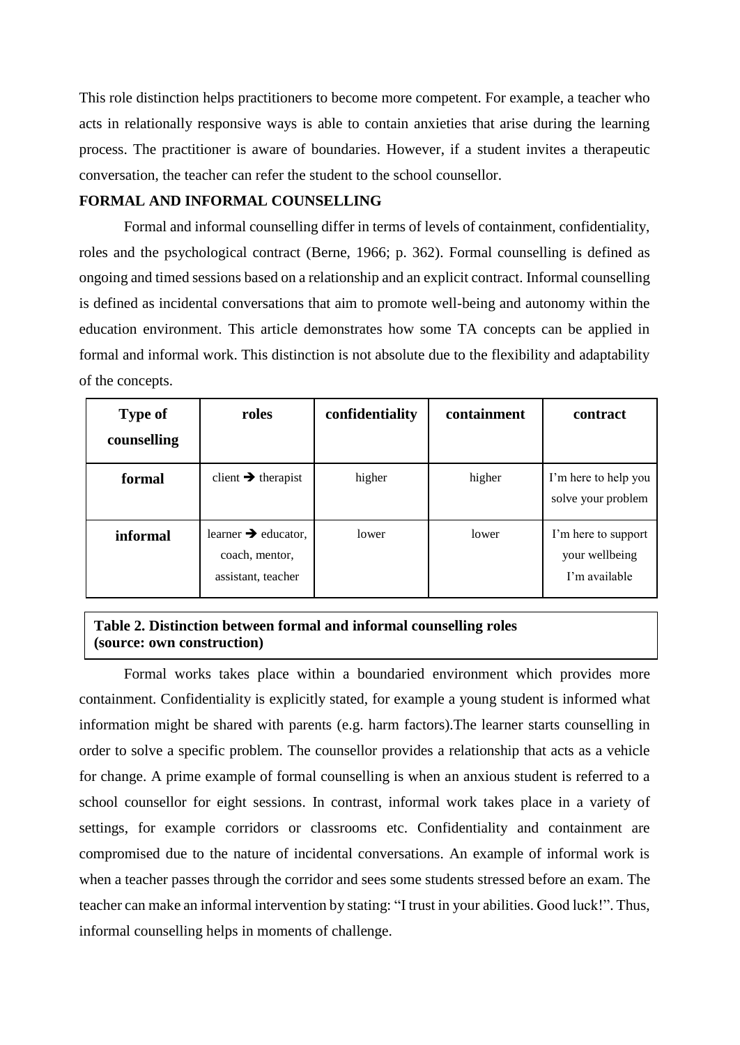This role distinction helps practitioners to become more competent. For example, a teacher who acts in relationally responsive ways is able to contain anxieties that arise during the learning process. The practitioner is aware of boundaries. However, if a student invites a therapeutic conversation, the teacher can refer the student to the school counsellor.

## FORMAL AND INFORMAL COUNSELLING

Formal and informal counselling differ in terms of levels of containment, confidentiality, roles and the psychological contract (Berne, 1966; p. 362). Formal counselling is defined as ongoing and timed sessions based on a relationship and an explicit contract. Informal counselling is defined as incidental conversations that aim to promote well-being and autonomy within the education environment. This article demonstrates how some TA concepts can be applied in formal and informal work. This distinction is not absolute due to the flexibility and adaptability of the concepts.

| Type of counselling | roles | confidentiality | containment | contract |
|---|---|---|---|---|
| **formal** | client ➔ therapist | higher | higher | I'm here to help you solve your problem |
| **informal** | learner ➔ educator, coach, mentor, assistant, teacher | lower | lower | I'm here to support your wellbeing I'm available |

**Table 2. Distinction between formal and informal counselling roles (source: own construction)**

Formal works takes place within a boundaried environment which provides more containment. Confidentiality is explicitly stated, for example a young student is informed what information might be shared with parents (e.g. harm factors).The learner starts counselling in order to solve a specific problem. The counsellor provides a relationship that acts as a vehicle for change. A prime example of formal counselling is when an anxious student is referred to a school counsellor for eight sessions. In contrast, informal work takes place in a variety of settings, for example corridors or classrooms etc. Confidentiality and containment are compromised due to the nature of incidental conversations. An example of informal work is when a teacher passes through the corridor and sees some students stressed before an exam. The teacher can make an informal intervention by stating: "I trust in your abilities. Good luck!". Thus, informal counselling helps in moments of challenge.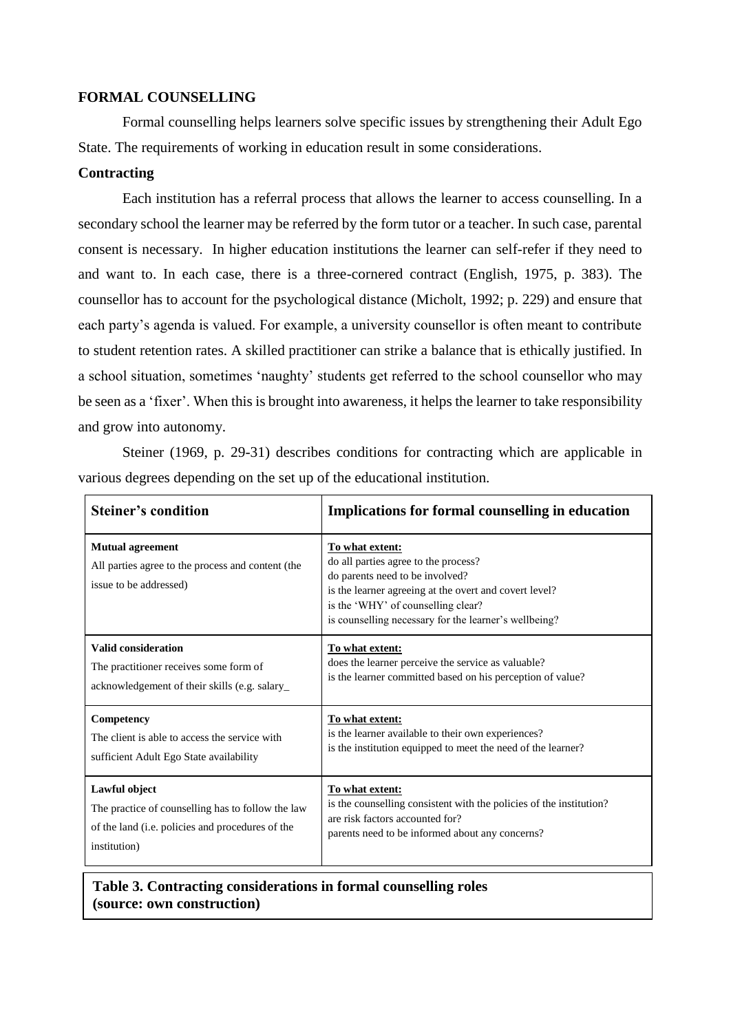**FORMAL COUNSELLING**

Formal counselling helps learners solve specific issues by strengthening their Adult Ego State. The requirements of working in education result in some considerations.

**Contracting**

Each institution has a referral process that allows the learner to access counselling. In a secondary school the learner may be referred by the form tutor or a teacher. In such case, parental consent is necessary. In higher education institutions the learner can self-refer if they need to and want to. In each case, there is a three-cornered contract (English, 1975, p. 383). The counsellor has to account for the psychological distance (Micholt, 1992; p. 229) and ensure that each party's agenda is valued. For example, a university counsellor is often meant to contribute to student retention rates. A skilled practitioner can strike a balance that is ethically justified. In a school situation, sometimes 'naughty' students get referred to the school counsellor who may be seen as a 'fixer'. When this is brought into awareness, it helps the learner to take responsibility and grow into autonomy.

Steiner (1969, p. 29-31) describes conditions for contracting which are applicable in various degrees depending on the set up of the educational institution.

| Steiner's condition | Implications for formal counselling in education |
|---|---|
| **Mutual agreement**<br>All parties agree to the process and content (the issue to be addressed) | <u>To what extent:</u><br>do all parties agree to the process?<br>do parents need to be involved?<br>is the learner agreeing at the overt and covert level?<br>is the 'WHY' of counselling clear?<br>is counselling necessary for the learner's wellbeing? |
| **Valid consideration**<br>The practitioner receives some form of acknowledgement of their skills (e.g. salary_ | <u>To what extent:</u><br>does the learner perceive the service as valuable?<br>is the learner committed based on his perception of value? |
| **Competency**<br>The client is able to access the service with sufficient Adult Ego State availability | <u>To what extent:</u><br>is the learner available to their own experiences?<br>is the institution equipped to meet the need of the learner? |
| **Lawful object**<br>The practice of counselling has to follow the law of the land (i.e. policies and procedures of the institution) | <u>To what extent:</u><br>is the counselling consistent with the policies of the institution?<br>are risk factors accounted for?<br>parents need to be informed about any concerns? |

**Table 3. Contracting considerations in formal counselling roles (source: own construction)**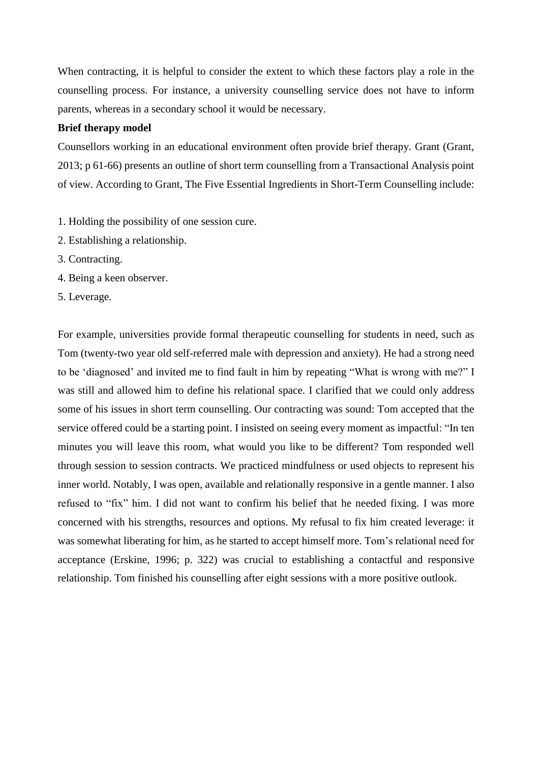When contracting, it is helpful to consider the extent to which these factors play a role in the counselling process. For instance, a university counselling service does not have to inform parents, whereas in a secondary school it would be necessary.

**Brief therapy model**

Counsellors working in an educational environment often provide brief therapy. Grant (Grant, 2013; p 61-66) presents an outline of short term counselling from a Transactional Analysis point of view. According to Grant, The Five Essential Ingredients in Short-Term Counselling include:

1. Holding the possibility of one session cure.
2. Establishing a relationship.
3. Contracting.
4. Being a keen observer.
5. Leverage.

For example, universities provide formal therapeutic counselling for students in need, such as Tom (twenty-two year old self-referred male with depression and anxiety). He had a strong need to be 'diagnosed' and invited me to find fault in him by repeating "What is wrong with me?" I was still and allowed him to define his relational space. I clarified that we could only address some of his issues in short term counselling. Our contracting was sound: Tom accepted that the service offered could be a starting point. I insisted on seeing every moment as impactful: "In ten minutes you will leave this room, what would you like to be different? Tom responded well through session to session contracts. We practiced mindfulness or used objects to represent his inner world. Notably, I was open, available and relationally responsive in a gentle manner. I also refused to "fix" him. I did not want to confirm his belief that he needed fixing. I was more concerned with his strengths, resources and options. My refusal to fix him created leverage: it was somewhat liberating for him, as he started to accept himself more. Tom's relational need for acceptance (Erskine, 1996; p. 322) was crucial to establishing a contactful and responsive relationship. Tom finished his counselling after eight sessions with a more positive outlook.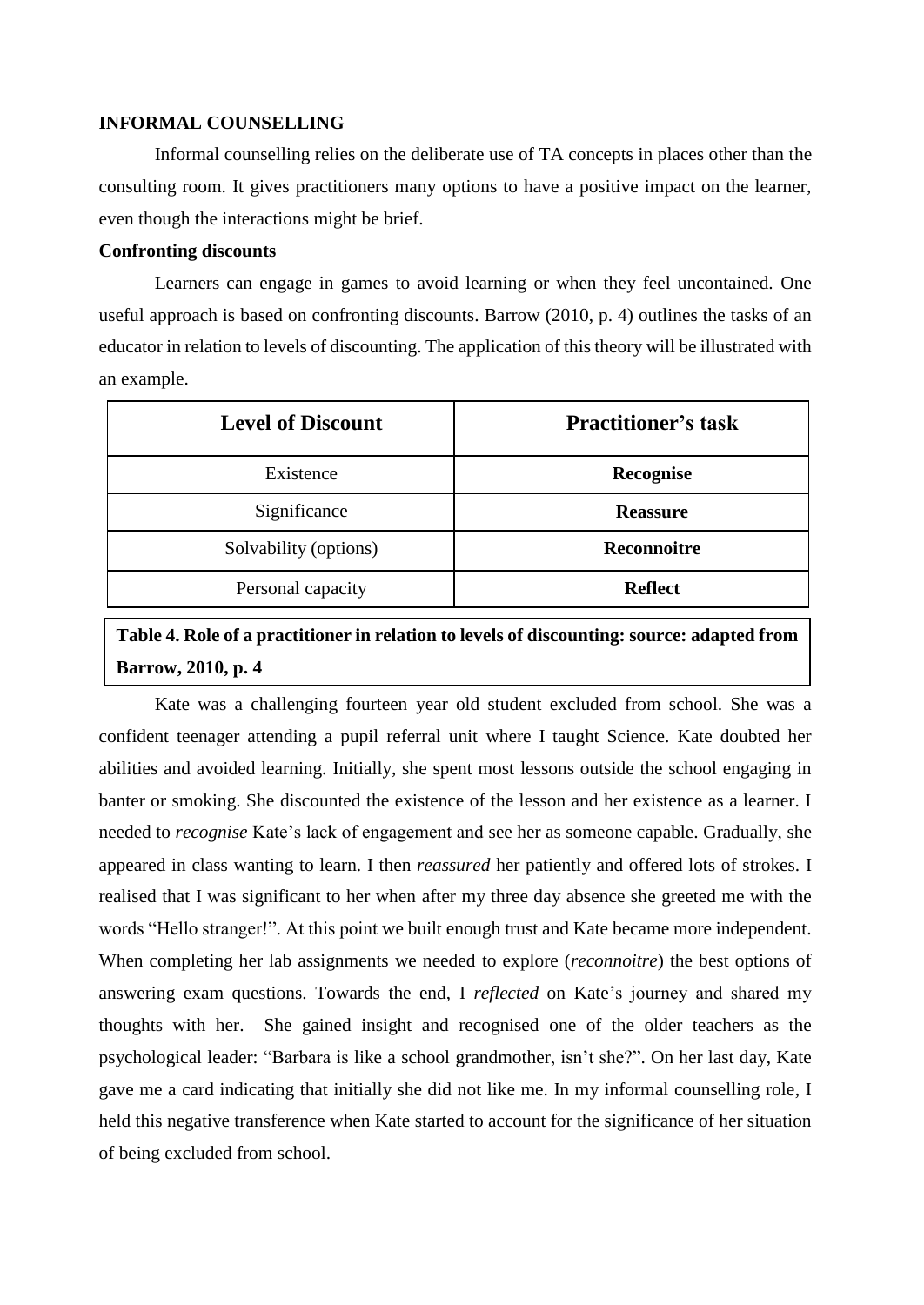**INFORMAL COUNSELLING**

Informal counselling relies on the deliberate use of TA concepts in places other than the consulting room. It gives practitioners many options to have a positive impact on the learner, even though the interactions might be brief.

**Confronting discounts**

Learners can engage in games to avoid learning or when they feel uncontained. One useful approach is based on confronting discounts. Barrow (2010, p. 4) outlines the tasks of an educator in relation to levels of discounting. The application of this theory will be illustrated with an example.

| Level of Discount | Practitioner's task |
|---|---|
| Existence | **Recognise** |
| Significance | **Reassure** |
| Solvability (options) | **Reconnoitre** |
| Personal capacity | **Reflect** |

**Table 4. Role of a practitioner in relation to levels of discounting: source: adapted from Barrow, 2010, p. 4**

Kate was a challenging fourteen year old student excluded from school. She was a confident teenager attending a pupil referral unit where I taught Science. Kate doubted her abilities and avoided learning. Initially, she spent most lessons outside the school engaging in banter or smoking. She discounted the existence of the lesson and her existence as a learner. I needed to *recognise* Kate's lack of engagement and see her as someone capable. Gradually, she appeared in class wanting to learn. I then *reassured* her patiently and offered lots of strokes. I realised that I was significant to her when after my three day absence she greeted me with the words "Hello stranger!". At this point we built enough trust and Kate became more independent. When completing her lab assignments we needed to explore (*reconnoitre*) the best options of answering exam questions. Towards the end, I *reflected* on Kate's journey and shared my thoughts with her. She gained insight and recognised one of the older teachers as the psychological leader: "Barbara is like a school grandmother, isn't she?". On her last day, Kate gave me a card indicating that initially she did not like me. In my informal counselling role, I held this negative transference when Kate started to account for the significance of her situation of being excluded from school.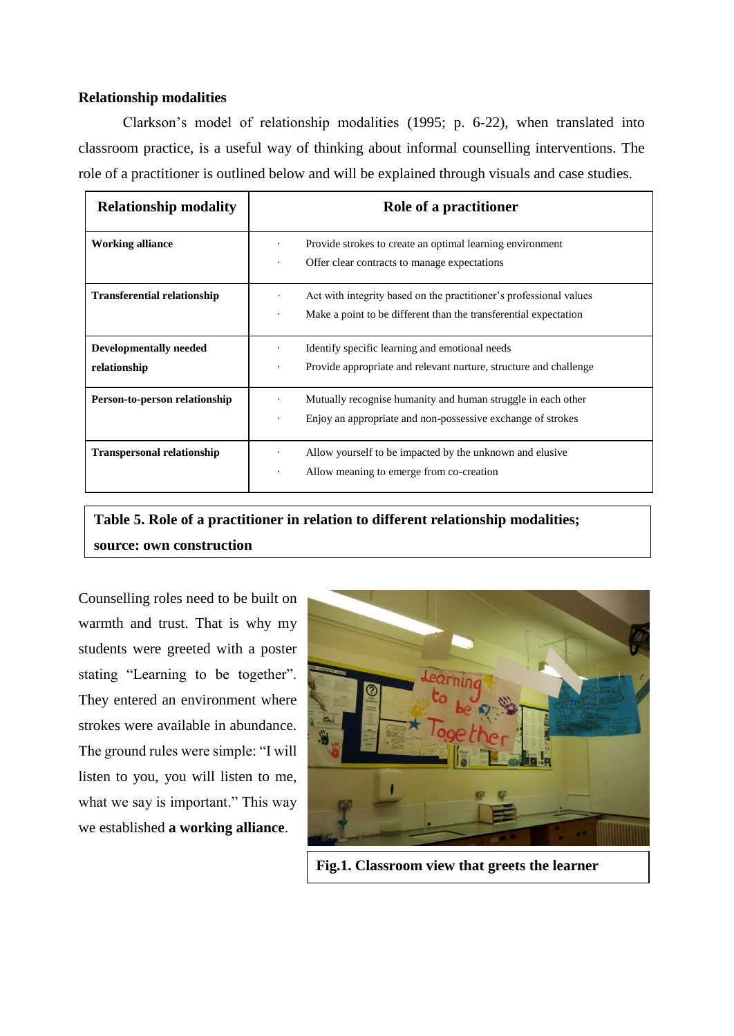**Relationship modalities**

Clarkson's model of relationship modalities (1995; p. 6-22), when translated into classroom practice, is a useful way of thinking about informal counselling interventions. The role of a practitioner is outlined below and will be explained through visuals and case studies.

| Relationship modality | Role of a practitioner |
|---|---|
| **Working alliance** | · Provide strokes to create an optimal learning environment<br>· Offer clear contracts to manage expectations |
| **Transferential relationship** | · Act with integrity based on the practitioner's professional values<br>· Make a point to be different than the transferential expectation |
| **Developmentally needed relationship** | · Identify specific learning and emotional needs<br>· Provide appropriate and relevant nurture, structure and challenge |
| **Person-to-person relationship** | · Mutually recognise humanity and human struggle in each other<br>· Enjoy an appropriate and non-possessive exchange of strokes |
| **Transpersonal relationship** | · Allow yourself to be impacted by the unknown and elusive<br>· Allow meaning to emerge from co-creation |

**Table 5. Role of a practitioner in relation to different relationship modalities; source: own construction**

Counselling roles need to be built on warmth and trust. That is why my students were greeted with a poster stating "Learning to be together". They entered an environment where strokes were available in abundance. The ground rules were simple: "I will listen to you, you will listen to me, what we say is important." This way we established **a working alliance**.

**Fig.1. Classroom view that greets the learner**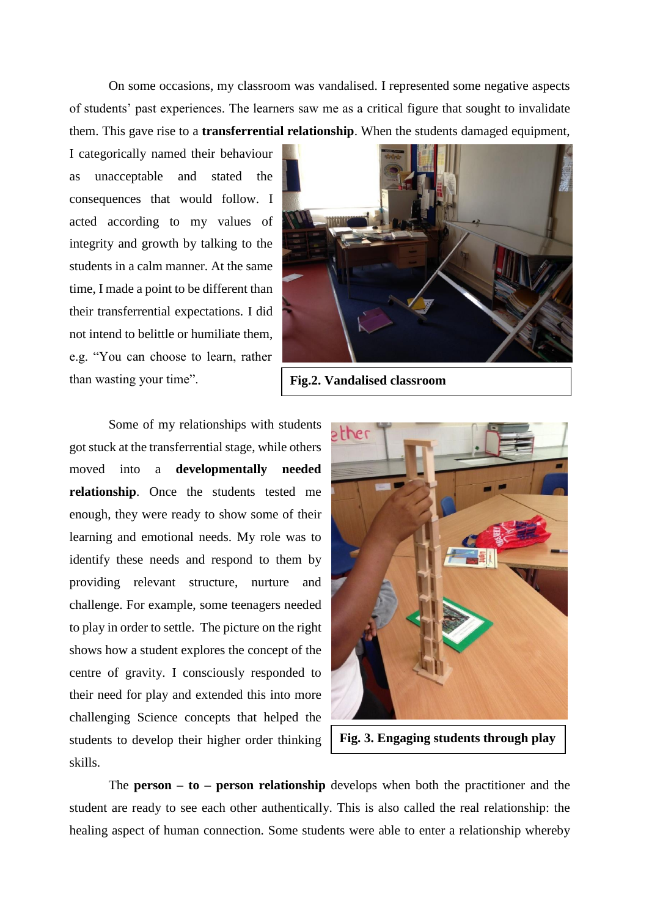On some occasions, my classroom was vandalised. I represented some negative aspects of students' past experiences. The learners saw me as a critical figure that sought to invalidate them. This gave rise to a **transferrential relationship**. When the students damaged equipment, I categorically named their behaviour as unacceptable and stated the consequences that would follow. I acted according to my values of integrity and growth by talking to the students in a calm manner. At the same time, I made a point to be different than their transferrential expectations. I did not intend to belittle or humiliate them, e.g. "You can choose to learn, rather than wasting your time".

**Fig.2. Vandalised classroom**

Some of my relationships with students got stuck at the transferrential stage, while others moved into a **developmentally needed relationship**. Once the students tested me enough, they were ready to show some of their learning and emotional needs. My role was to identify these needs and respond to them by providing relevant structure, nurture and challenge. For example, some teenagers needed to play in order to settle. The picture on the right shows how a student explores the concept of the centre of gravity. I consciously responded to their need for play and extended this into more challenging Science concepts that helped the students to develop their higher order thinking skills.

**Fig. 3. Engaging students through play**

The **person – to – person relationship** develops when both the practitioner and the student are ready to see each other authentically. This is also called the real relationship: the healing aspect of human connection. Some students were able to enter a relationship whereby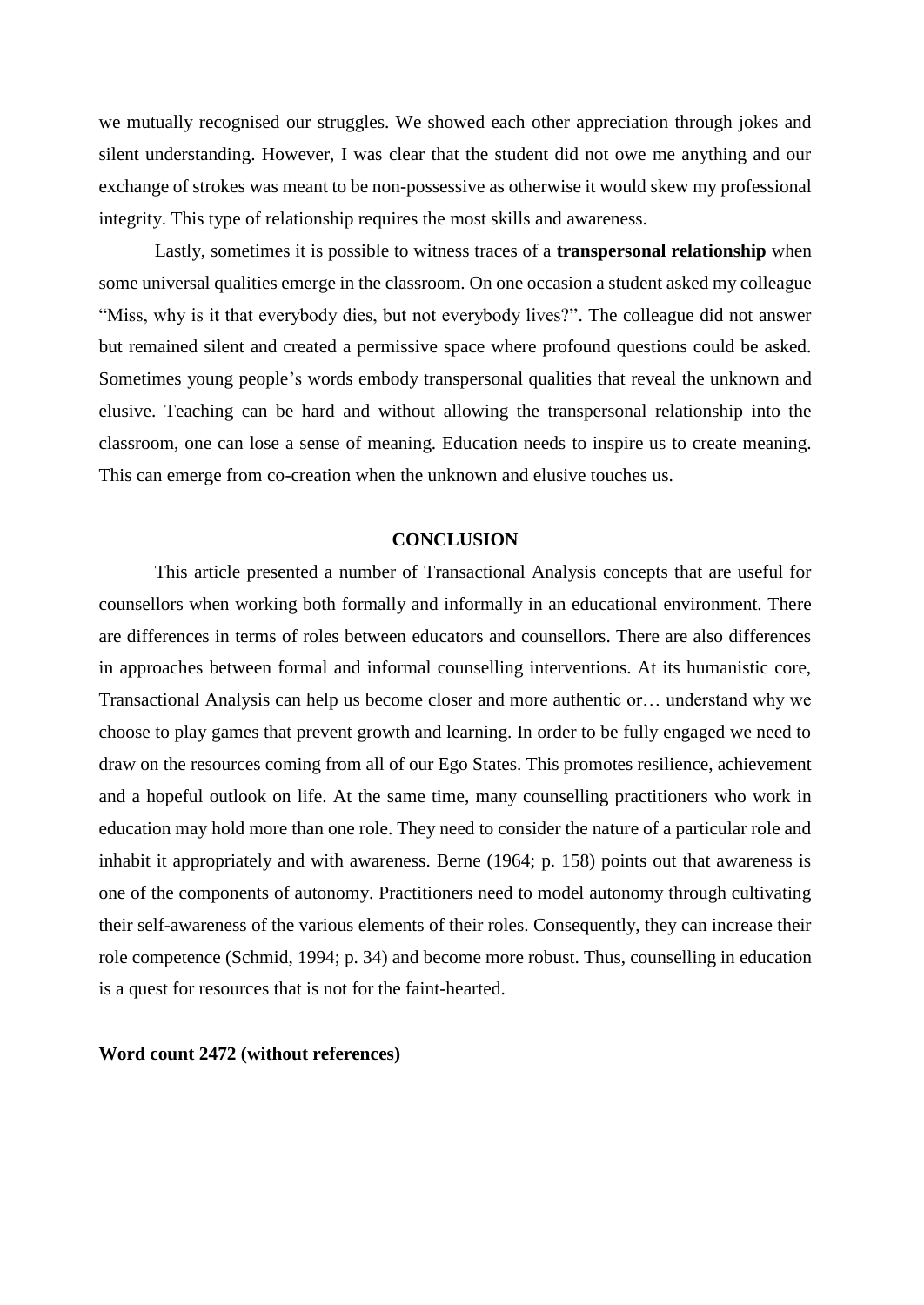we mutually recognised our struggles. We showed each other appreciation through jokes and silent understanding. However, I was clear that the student did not owe me anything and our exchange of strokes was meant to be non-possessive as otherwise it would skew my professional integrity. This type of relationship requires the most skills and awareness.

Lastly, sometimes it is possible to witness traces of a **transpersonal relationship** when some universal qualities emerge in the classroom. On one occasion a student asked my colleague "Miss, why is it that everybody dies, but not everybody lives?". The colleague did not answer but remained silent and created a permissive space where profound questions could be asked. Sometimes young people's words embody transpersonal qualities that reveal the unknown and elusive. Teaching can be hard and without allowing the transpersonal relationship into the classroom, one can lose a sense of meaning. Education needs to inspire us to create meaning. This can emerge from co-creation when the unknown and elusive touches us.

## CONCLUSION

This article presented a number of Transactional Analysis concepts that are useful for counsellors when working both formally and informally in an educational environment. There are differences in terms of roles between educators and counsellors. There are also differences in approaches between formal and informal counselling interventions. At its humanistic core, Transactional Analysis can help us become closer and more authentic or… understand why we choose to play games that prevent growth and learning. In order to be fully engaged we need to draw on the resources coming from all of our Ego States. This promotes resilience, achievement and a hopeful outlook on life. At the same time, many counselling practitioners who work in education may hold more than one role. They need to consider the nature of a particular role and inhabit it appropriately and with awareness. Berne (1964; p. 158) points out that awareness is one of the components of autonomy. Practitioners need to model autonomy through cultivating their self-awareness of the various elements of their roles. Consequently, they can increase their role competence (Schmid, 1994; p. 34) and become more robust. Thus, counselling in education is a quest for resources that is not for the faint-hearted.

**Word count 2472 (without references)**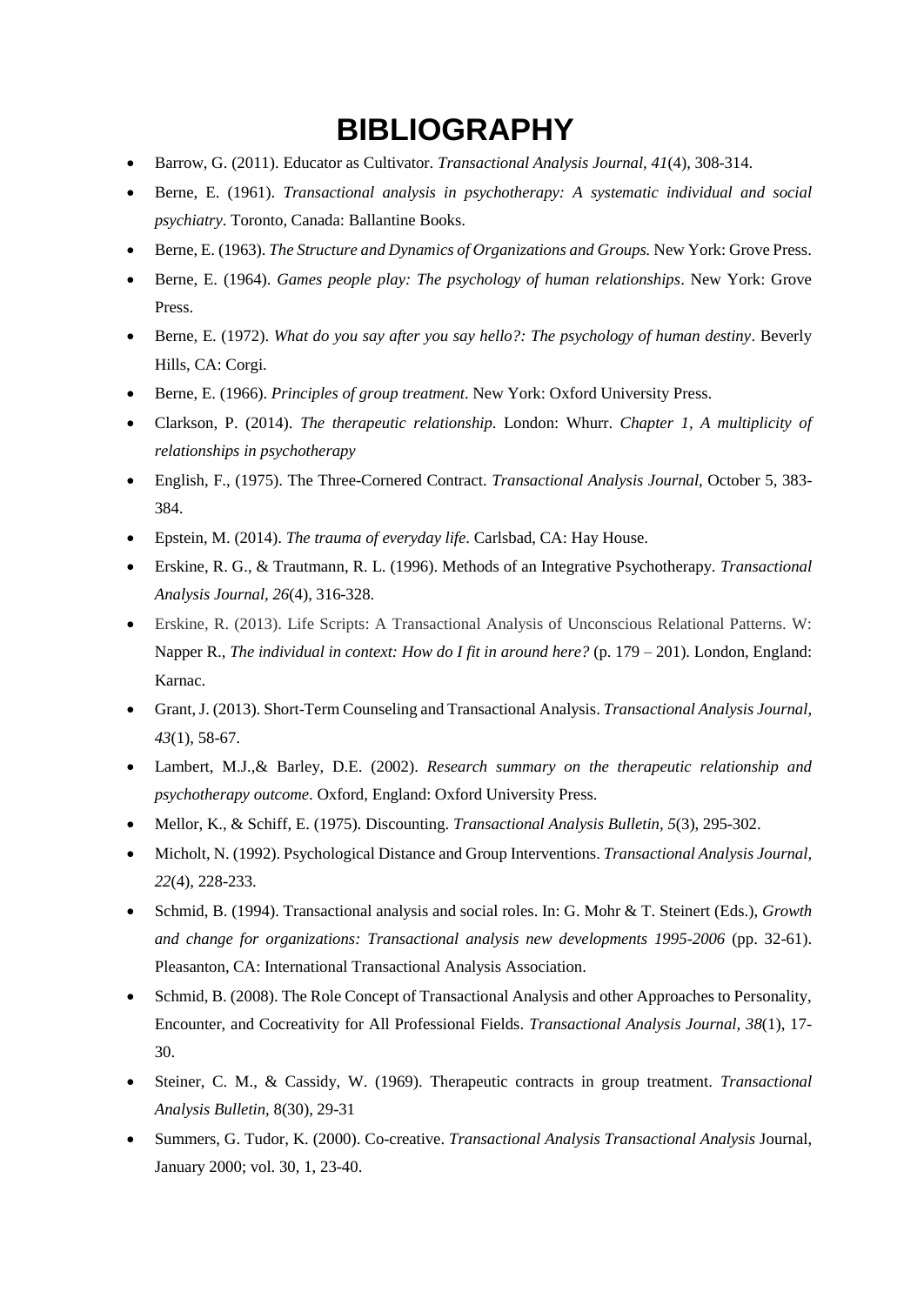# BIBLIOGRAPHY

- Barrow, G. (2011). Educator as Cultivator. *Transactional Analysis Journal, 41*(4), 308-314.
- Berne, E. (1961). *Transactional analysis in psychotherapy: A systematic individual and social psychiatry*. Toronto, Canada: Ballantine Books.
- Berne, E. (1963). *The Structure and Dynamics of Organizations and Groups.* New York: Grove Press.
- Berne, E. (1964). *Games people play: The psychology of human relationships*. New York: Grove Press.
- Berne, E. (1972). *What do you say after you say hello?: The psychology of human destiny*. Beverly Hills, CA: Corgi.
- Berne, E. (1966). *Principles of group treatment*. New York: Oxford University Press.
- Clarkson, P. (2014). *The therapeutic relationship*. London: Whurr. *Chapter 1, A multiplicity of relationships in psychotherapy*
- English, F., (1975). The Three-Cornered Contract. *Transactional Analysis Journal*, October 5, 383-384.
- Epstein, M. (2014). *The trauma of everyday life*. Carlsbad, CA: Hay House.
- Erskine, R. G., & Trautmann, R. L. (1996). Methods of an Integrative Psychotherapy. *Transactional Analysis Journal, 26*(4), 316-328.
- Erskine, R. (2013). Life Scripts: A Transactional Analysis of Unconscious Relational Patterns. W: Napper R., *The individual in context: How do I fit in around here?* (p. 179 – 201). London, England: Karnac.
- Grant, J. (2013). Short-Term Counseling and Transactional Analysis. *Transactional Analysis Journal, 43*(1), 58-67.
- Lambert, M.J.,& Barley, D.E. (2002). *Research summary on the therapeutic relationship and psychotherapy outcome*. Oxford, England: Oxford University Press.
- Mellor, K., & Schiff, E. (1975). Discounting. *Transactional Analysis Bulletin, 5*(3), 295-302.
- Micholt, N. (1992). Psychological Distance and Group Interventions. *Transactional Analysis Journal, 22*(4), 228-233.
- Schmid, B. (1994). Transactional analysis and social roles. In: G. Mohr & T. Steinert (Eds.), *Growth and change for organizations: Transactional analysis new developments 1995-2006* (pp. 32-61). Pleasanton, CA: International Transactional Analysis Association.
- Schmid, B. (2008). The Role Concept of Transactional Analysis and other Approaches to Personality, Encounter, and Cocreativity for All Professional Fields. *Transactional Analysis Journal, 38*(1), 17-30.
- Steiner, C. M., & Cassidy, W. (1969). Therapeutic contracts in group treatment. *Transactional Analysis Bulletin*, 8(30), 29-31
- Summers, G. Tudor, K. (2000). Co-creative. *Transactional Analysis Transactional Analysis* Journal, January 2000; vol. 30, 1, 23-40.